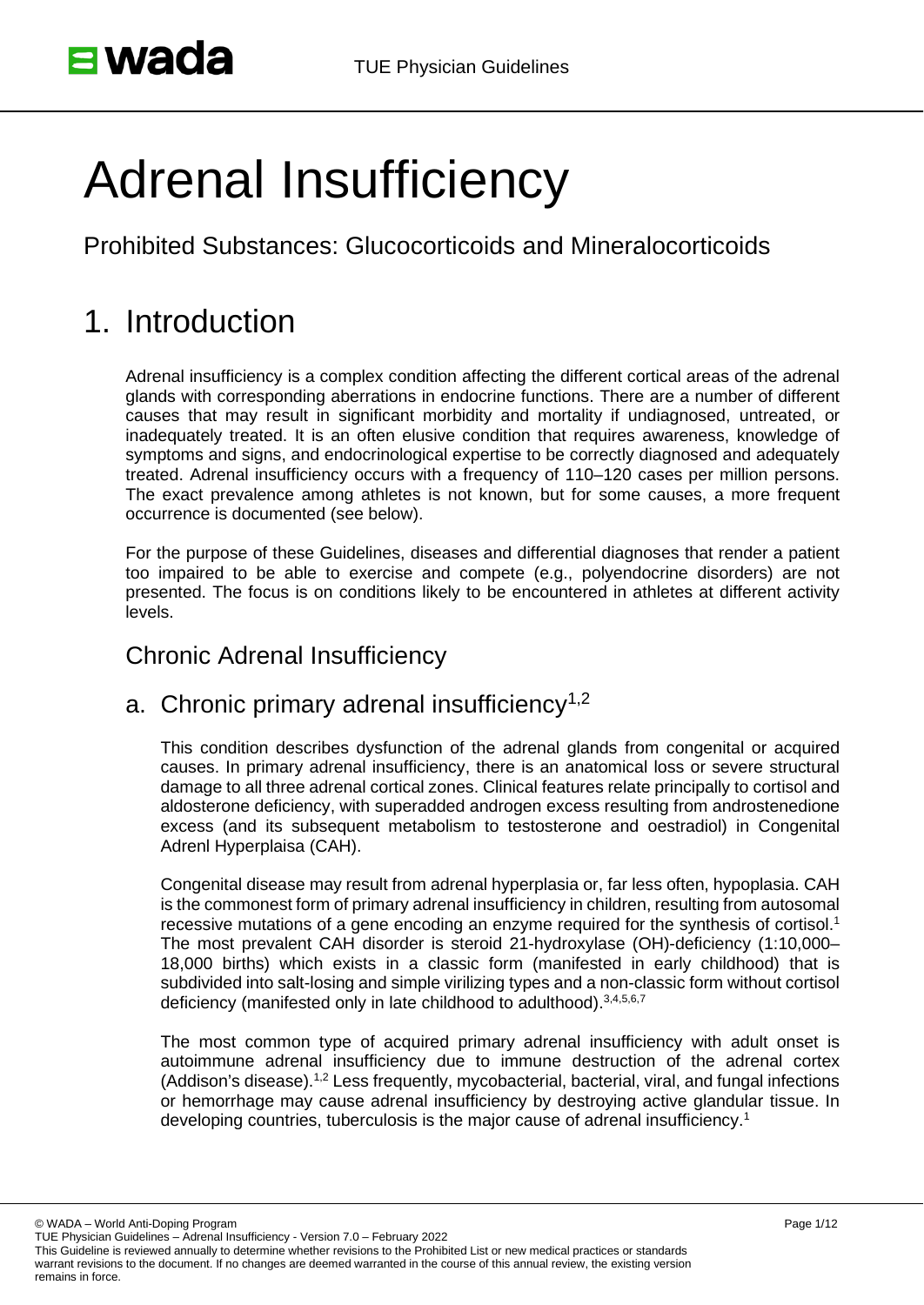# Adrenal Insufficiency

Prohibited Substances: Glucocorticoids and Mineralocorticoids

## 1. Introduction

Adrenal insufficiency is a complex condition affecting the different cortical areas of the adrenal glands with corresponding aberrations in endocrine functions. There are a number of different causes that may result in significant morbidity and mortality if undiagnosed, untreated, or inadequately treated. It is an often elusive condition that requires awareness, knowledge of symptoms and signs, and endocrinological expertise to be correctly diagnosed and adequately treated. Adrenal insufficiency occurs with a frequency of 110–120 cases per million persons. The exact prevalence among athletes is not known, but for some causes, a more frequent occurrence is documented (see below).

For the purpose of these Guidelines, diseases and differential diagnoses that render a patient too impaired to be able to exercise and compete (e.g., polyendocrine disorders) are not presented. The focus is on conditions likely to be encountered in athletes at different activity levels.

### Chronic Adrenal Insufficiency

### a. Chronic primary adrenal insufficiency[1,2]

This condition describes dysfunction of the adrenal glands from congenital or acquired causes. In primary adrenal insufficiency, there is an anatomical loss or severe structural damage to all three adrenal cortical zones. Clinical features relate principally to cortisol and aldosterone deficiency, with superadded androgen excess resulting from androstenedione excess (and its subsequent metabolism to testosterone and oestradiol) in Congenital Adrenl Hyperplaisa (CAH).

Congenital disease may result from adrenal hyperplasia or, far less often, hypoplasia. CAH is the commonest form of primary adrenal insufficiency in children, resulting from autosomal recessive mutations of a gene encoding an enzyme required for the synthesis of cortisol.[1] The most prevalent CAH disorder is steroid 21-hydroxylase (OH)-deficiency (1:10,000–18,000 births) which exists in a classic form (manifested in early childhood) that is subdivided into salt-losing and simple virilizing types and a non-classic form without cortisol deficiency (manifested only in late childhood to adulthood).[3,4,5,6,7]

The most common type of acquired primary adrenal insufficiency with adult onset is autoimmune adrenal insufficiency due to immune destruction of the adrenal cortex (Addison's disease).[1,2] Less frequently, mycobacterial, bacterial, viral, and fungal infections or hemorrhage may cause adrenal insufficiency by destroying active glandular tissue. In developing countries, tuberculosis is the major cause of adrenal insufficiency.[1]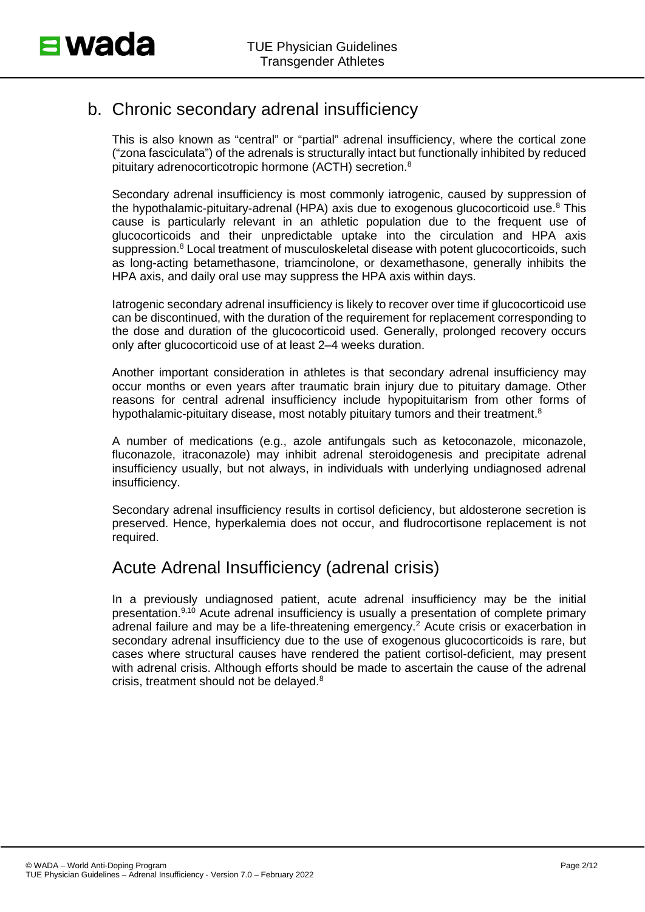## b. Chronic secondary adrenal insufficiency

This is also known as "central" or "partial" adrenal insufficiency, where the cortical zone ("zona fasciculata") of the adrenals is structurally intact but functionally inhibited by reduced pituitary adrenocorticotropic hormone (ACTH) secretion.[8]

Secondary adrenal insufficiency is most commonly iatrogenic, caused by suppression of the hypothalamic-pituitary-adrenal (HPA) axis due to exogenous glucocorticoid use.[8] This cause is particularly relevant in an athletic population due to the frequent use of glucocorticoids and their unpredictable uptake into the circulation and HPA axis suppression.[8] Local treatment of musculoskeletal disease with potent glucocorticoids, such as long-acting betamethasone, triamcinolone, or dexamethasone, generally inhibits the HPA axis, and daily oral use may suppress the HPA axis within days.

Iatrogenic secondary adrenal insufficiency is likely to recover over time if glucocorticoid use can be discontinued, with the duration of the requirement for replacement corresponding to the dose and duration of the glucocorticoid used. Generally, prolonged recovery occurs only after glucocorticoid use of at least 2–4 weeks duration.

Another important consideration in athletes is that secondary adrenal insufficiency may occur months or even years after traumatic brain injury due to pituitary damage. Other reasons for central adrenal insufficiency include hypopituitarism from other forms of hypothalamic-pituitary disease, most notably pituitary tumors and their treatment.[8]

A number of medications (e.g., azole antifungals such as ketoconazole, miconazole, fluconazole, itraconazole) may inhibit adrenal steroidogenesis and precipitate adrenal insufficiency usually, but not always, in individuals with underlying undiagnosed adrenal insufficiency.

Secondary adrenal insufficiency results in cortisol deficiency, but aldosterone secretion is preserved. Hence, hyperkalemia does not occur, and fludrocortisone replacement is not required.

## Acute Adrenal Insufficiency (adrenal crisis)

In a previously undiagnosed patient, acute adrenal insufficiency may be the initial presentation.[9,10] Acute adrenal insufficiency is usually a presentation of complete primary adrenal failure and may be a life-threatening emergency.[2] Acute crisis or exacerbation in secondary adrenal insufficiency due to the use of exogenous glucocorticoids is rare, but cases where structural causes have rendered the patient cortisol-deficient, may present with adrenal crisis. Although efforts should be made to ascertain the cause of the adrenal crisis, treatment should not be delayed.[8]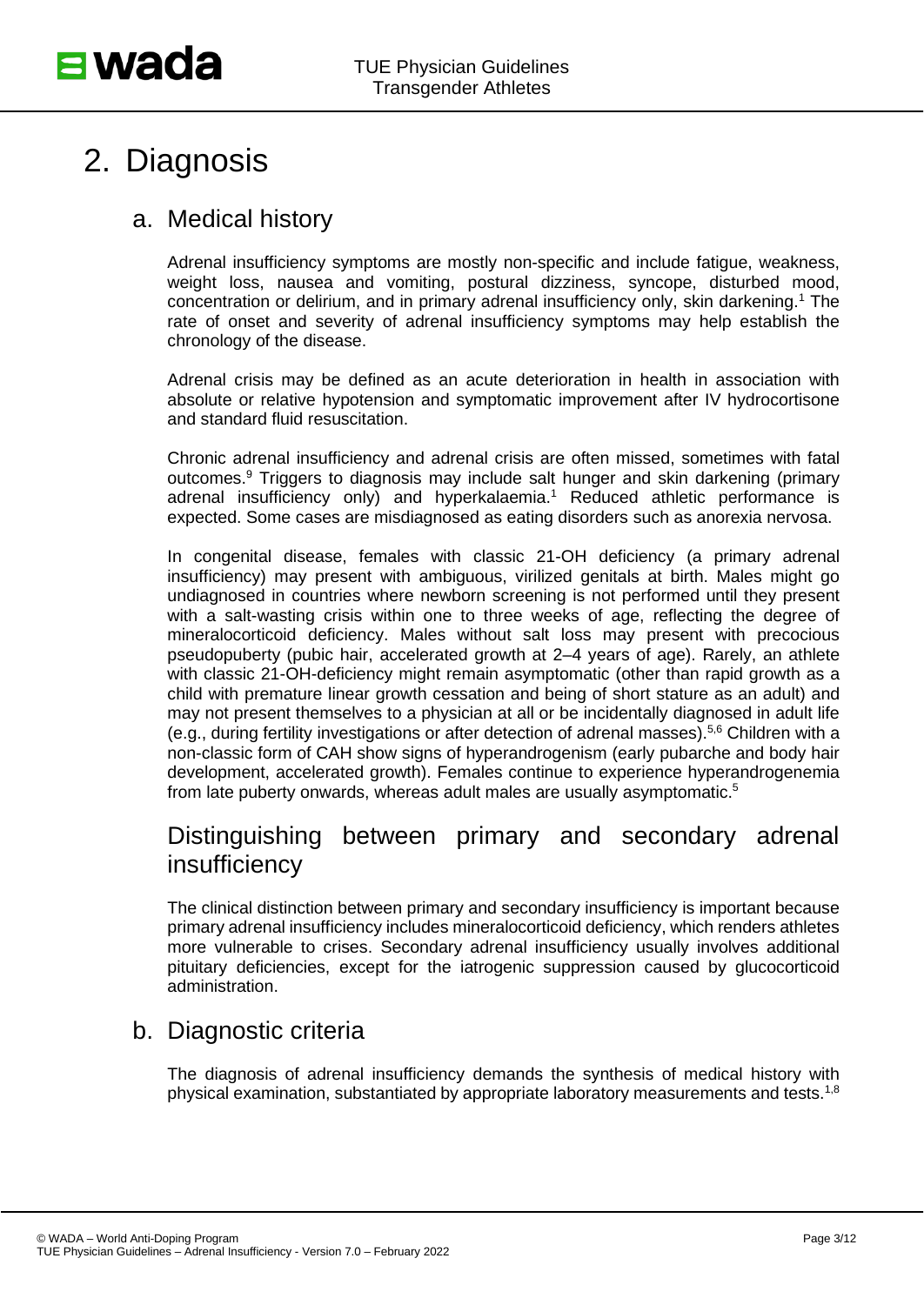# 2. Diagnosis

## a. Medical history

Adrenal insufficiency symptoms are mostly non-specific and include fatigue, weakness, weight loss, nausea and vomiting, postural dizziness, syncope, disturbed mood, concentration or delirium, and in primary adrenal insufficiency only, skin darkening.[1] The rate of onset and severity of adrenal insufficiency symptoms may help establish the chronology of the disease.

Adrenal crisis may be defined as an acute deterioration in health in association with absolute or relative hypotension and symptomatic improvement after IV hydrocortisone and standard fluid resuscitation.

Chronic adrenal insufficiency and adrenal crisis are often missed, sometimes with fatal outcomes.[9] Triggers to diagnosis may include salt hunger and skin darkening (primary adrenal insufficiency only) and hyperkalaemia.[1] Reduced athletic performance is expected. Some cases are misdiagnosed as eating disorders such as anorexia nervosa.

In congenital disease, females with classic 21-OH deficiency (a primary adrenal insufficiency) may present with ambiguous, virilized genitals at birth. Males might go undiagnosed in countries where newborn screening is not performed until they present with a salt-wasting crisis within one to three weeks of age, reflecting the degree of mineralocorticoid deficiency. Males without salt loss may present with precocious pseudopuberty (pubic hair, accelerated growth at 2–4 years of age). Rarely, an athlete with classic 21-OH-deficiency might remain asymptomatic (other than rapid growth as a child with premature linear growth cessation and being of short stature as an adult) and may not present themselves to a physician at all or be incidentally diagnosed in adult life (e.g., during fertility investigations or after detection of adrenal masses).[5,6] Children with a non-classic form of CAH show signs of hyperandrogenism (early pubarche and body hair development, accelerated growth). Females continue to experience hyperandrogenemia from late puberty onwards, whereas adult males are usually asymptomatic.[5]

### Distinguishing between primary and secondary adrenal insufficiency

The clinical distinction between primary and secondary insufficiency is important because primary adrenal insufficiency includes mineralocorticoid deficiency, which renders athletes more vulnerable to crises. Secondary adrenal insufficiency usually involves additional pituitary deficiencies, except for the iatrogenic suppression caused by glucocorticoid administration.

## b. Diagnostic criteria

The diagnosis of adrenal insufficiency demands the synthesis of medical history with physical examination, substantiated by appropriate laboratory measurements and tests.[1,8]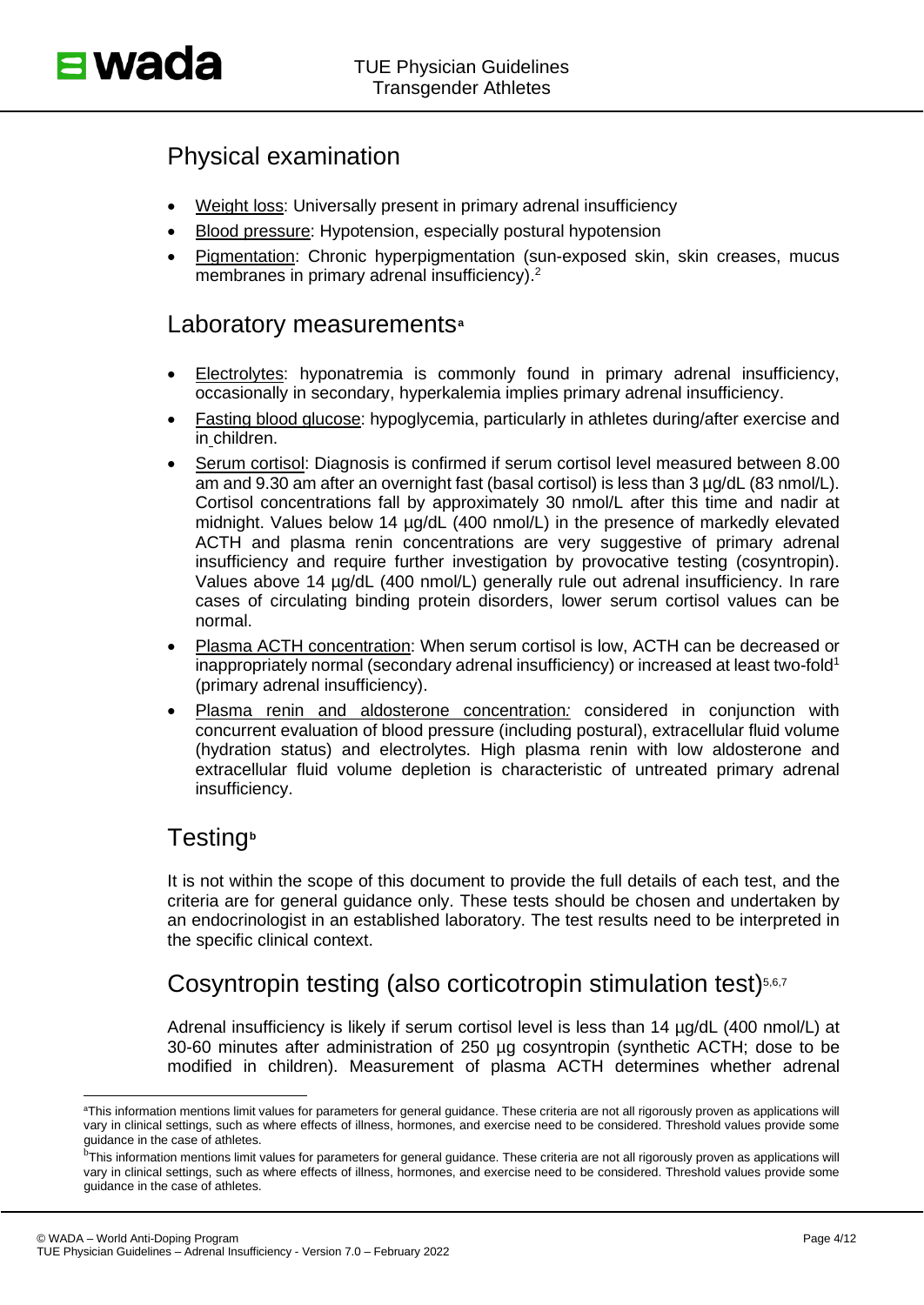## Physical examination

- Weight loss: Universally present in primary adrenal insufficiency
- Blood pressure: Hypotension, especially postural hypotension
- Pigmentation: Chronic hyperpigmentation (sun-exposed skin, skin creases, mucus membranes in primary adrenal insufficiency).[2]

## Laboratory measurements[a]

- Electrolytes: hyponatremia is commonly found in primary adrenal insufficiency, occasionally in secondary, hyperkalemia implies primary adrenal insufficiency.
- Fasting blood glucose: hypoglycemia, particularly in athletes during/after exercise and in children.
- Serum cortisol: Diagnosis is confirmed if serum cortisol level measured between 8.00 am and 9.30 am after an overnight fast (basal cortisol) is less than 3 µg/dL (83 nmol/L). Cortisol concentrations fall by approximately 30 nmol/L after this time and nadir at midnight. Values below 14 µg/dL (400 nmol/L) in the presence of markedly elevated ACTH and plasma renin concentrations are very suggestive of primary adrenal insufficiency and require further investigation by provocative testing (cosyntropin). Values above 14 µg/dL (400 nmol/L) generally rule out adrenal insufficiency. In rare cases of circulating binding protein disorders, lower serum cortisol values can be normal.
- Plasma ACTH concentration: When serum cortisol is low, ACTH can be decreased or inappropriately normal (secondary adrenal insufficiency) or increased at least two-fold[1] (primary adrenal insufficiency).
- Plasma renin and aldosterone concentration*:* considered in conjunction with concurrent evaluation of blood pressure (including postural), extracellular fluid volume (hydration status) and electrolytes. High plasma renin with low aldosterone and extracellular fluid volume depletion is characteristic of untreated primary adrenal insufficiency.

## Testing[b]

It is not within the scope of this document to provide the full details of each test, and the criteria are for general guidance only. These tests should be chosen and undertaken by an endocrinologist in an established laboratory. The test results need to be interpreted in the specific clinical context.

## Cosyntropin testing (also corticotropin stimulation test)[5,6,7]

Adrenal insufficiency is likely if serum cortisol level is less than 14 µg/dL (400 nmol/L) at 30-60 minutes after administration of 250 µg cosyntropin (synthetic ACTH; dose to be modified in children). Measurement of plasma ACTH determines whether adrenal

---

[a] This information mentions limit values for parameters for general guidance. These criteria are not all rigorously proven as applications will vary in clinical settings, such as where effects of illness, hormones, and exercise need to be considered. Threshold values provide some guidance in the case of athletes.

[b] This information mentions limit values for parameters for general guidance. These criteria are not all rigorously proven as applications will vary in clinical settings, such as where effects of illness, hormones, and exercise need to be considered. Threshold values provide some guidance in the case of athletes.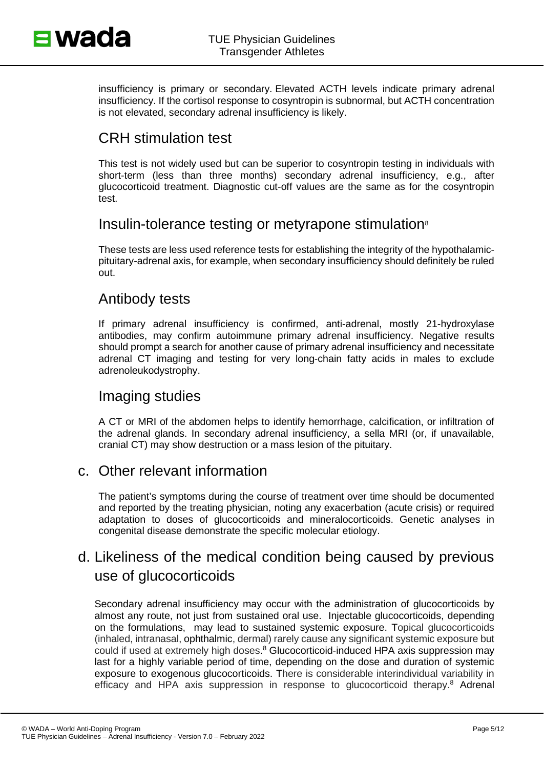insufficiency is primary or secondary. Elevated ACTH levels indicate primary adrenal insufficiency. If the cortisol response to cosyntropin is subnormal, but ACTH concentration is not elevated, secondary adrenal insufficiency is likely.

### CRH stimulation test

This test is not widely used but can be superior to cosyntropin testing in individuals with short-term (less than three months) secondary adrenal insufficiency, e.g., after glucocorticoid treatment. Diagnostic cut-off values are the same as for the cosyntropin test.

### Insulin-tolerance testing or metyrapone stimulation[8]

These tests are less used reference tests for establishing the integrity of the hypothalamic-pituitary-adrenal axis, for example, when secondary insufficiency should definitely be ruled out.

### Antibody tests

If primary adrenal insufficiency is confirmed, anti-adrenal, mostly 21-hydroxylase antibodies, may confirm autoimmune primary adrenal insufficiency. Negative results should prompt a search for another cause of primary adrenal insufficiency and necessitate adrenal CT imaging and testing for very long-chain fatty acids in males to exclude adrenoleukodystrophy.

### Imaging studies

A CT or MRI of the abdomen helps to identify hemorrhage, calcification, or infiltration of the adrenal glands. In secondary adrenal insufficiency, a sella MRI (or, if unavailable, cranial CT) may show destruction or a mass lesion of the pituitary.

## c. Other relevant information

The patient's symptoms during the course of treatment over time should be documented and reported by the treating physician, noting any exacerbation (acute crisis) or required adaptation to doses of glucocorticoids and mineralocorticoids. Genetic analyses in congenital disease demonstrate the specific molecular etiology.

## d. Likeliness of the medical condition being caused by previous use of glucocorticoids

Secondary adrenal insufficiency may occur with the administration of glucocorticoids by almost any route, not just from sustained oral use. Injectable glucocorticoids, depending on the formulations, may lead to sustained systemic exposure. Topical glucocorticoids (inhaled, intranasal, ophthalmic, dermal) rarely cause any significant systemic exposure but could if used at extremely high doses.[8] Glucocorticoid-induced HPA axis suppression may last for a highly variable period of time, depending on the dose and duration of systemic exposure to exogenous glucocorticoids. There is considerable interindividual variability in efficacy and HPA axis suppression in response to glucocorticoid therapy.[8] Adrenal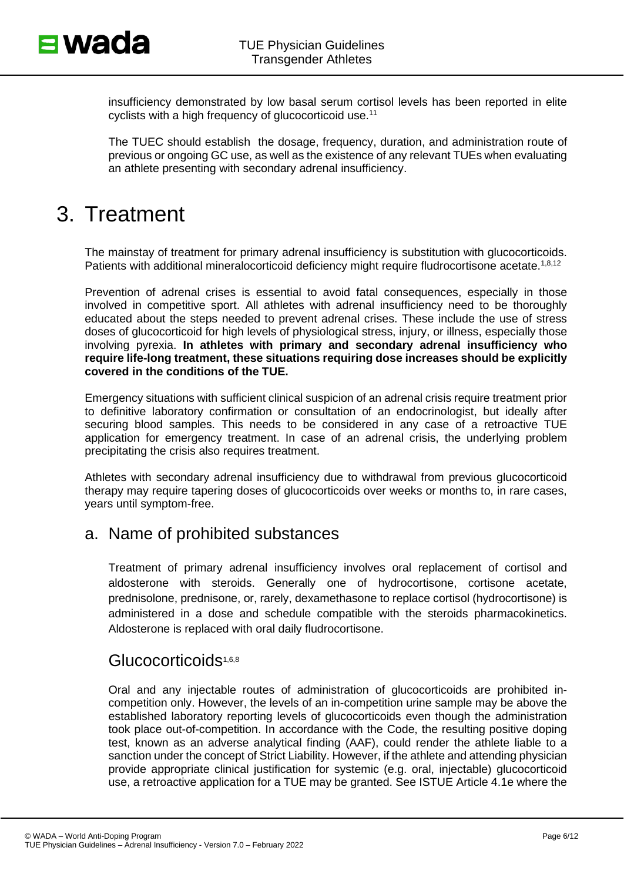insufficiency demonstrated by low basal serum cortisol levels has been reported in elite cyclists with a high frequency of glucocorticoid use.[11]

The TUEC should establish the dosage, frequency, duration, and administration route of previous or ongoing GC use, as well as the existence of any relevant TUEs when evaluating an athlete presenting with secondary adrenal insufficiency.

# 3. Treatment

The mainstay of treatment for primary adrenal insufficiency is substitution with glucocorticoids. Patients with additional mineralocorticoid deficiency might require fludrocortisone acetate.[1,8,12]

Prevention of adrenal crises is essential to avoid fatal consequences, especially in those involved in competitive sport. All athletes with adrenal insufficiency need to be thoroughly educated about the steps needed to prevent adrenal crises. These include the use of stress doses of glucocorticoid for high levels of physiological stress, injury, or illness, especially those involving pyrexia. **In athletes with primary and secondary adrenal insufficiency who require life-long treatment, these situations requiring dose increases should be explicitly covered in the conditions of the TUE.**

Emergency situations with sufficient clinical suspicion of an adrenal crisis require treatment prior to definitive laboratory confirmation or consultation of an endocrinologist, but ideally after securing blood samples. This needs to be considered in any case of a retroactive TUE application for emergency treatment. In case of an adrenal crisis, the underlying problem precipitating the crisis also requires treatment.

Athletes with secondary adrenal insufficiency due to withdrawal from previous glucocorticoid therapy may require tapering doses of glucocorticoids over weeks or months to, in rare cases, years until symptom-free.

## a. Name of prohibited substances

Treatment of primary adrenal insufficiency involves oral replacement of cortisol and aldosterone with steroids. Generally one of hydrocortisone, cortisone acetate, prednisolone, prednisone, or, rarely, dexamethasone to replace cortisol (hydrocortisone) is administered in a dose and schedule compatible with the steroids pharmacokinetics. Aldosterone is replaced with oral daily fludrocortisone.

## Glucocorticoids[1,6,8]

Oral and any injectable routes of administration of glucocorticoids are prohibited in-competition only. However, the levels of an in-competition urine sample may be above the established laboratory reporting levels of glucocorticoids even though the administration took place out-of-competition. In accordance with the Code, the resulting positive doping test, known as an adverse analytical finding (AAF), could render the athlete liable to a sanction under the concept of Strict Liability. However, if the athlete and attending physician provide appropriate clinical justification for systemic (e.g. oral, injectable) glucocorticoid use, a retroactive application for a TUE may be granted. See ISTUE Article 4.1e where the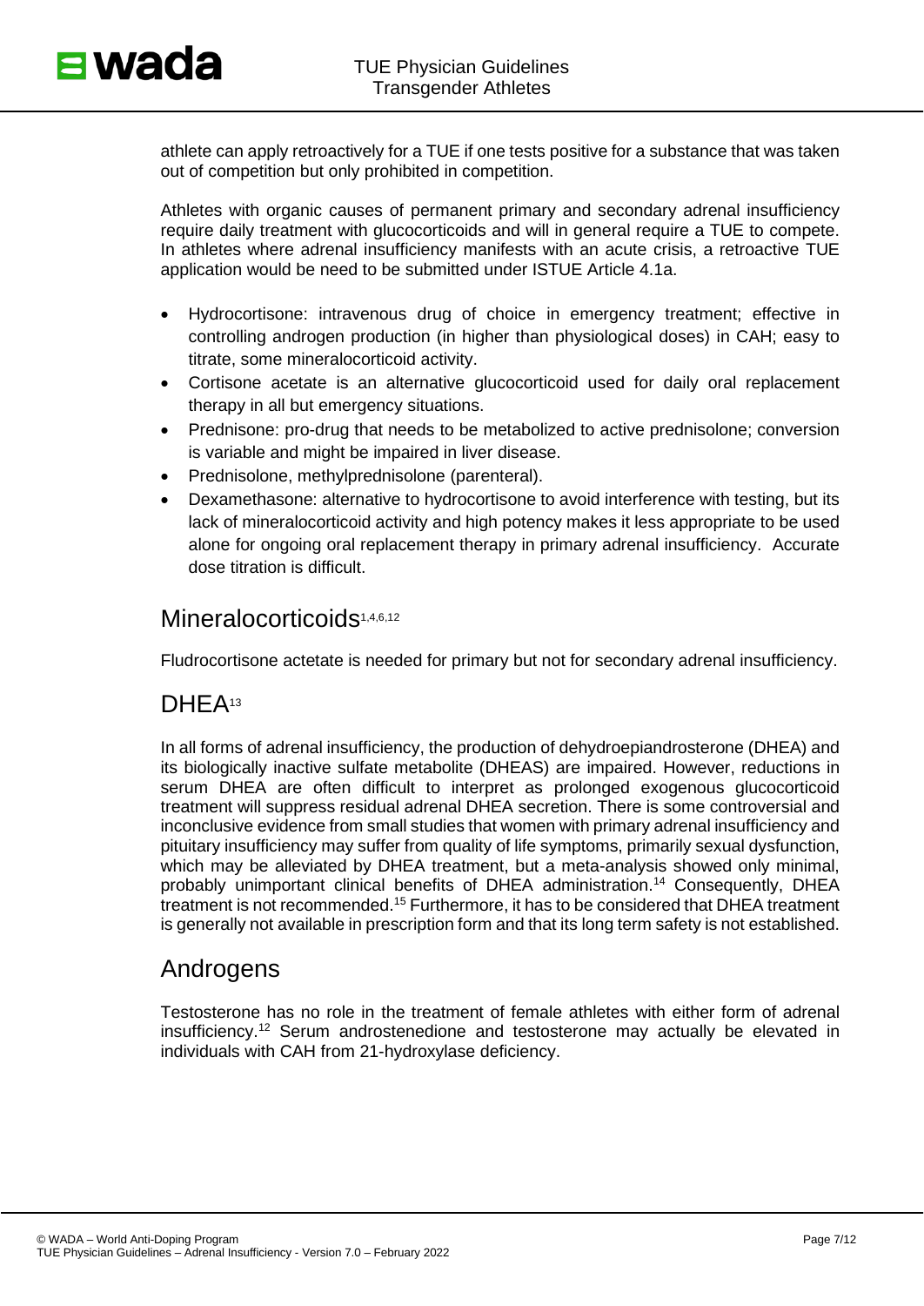athlete can apply retroactively for a TUE if one tests positive for a substance that was taken out of competition but only prohibited in competition.

Athletes with organic causes of permanent primary and secondary adrenal insufficiency require daily treatment with glucocorticoids and will in general require a TUE to compete. In athletes where adrenal insufficiency manifests with an acute crisis, a retroactive TUE application would be need to be submitted under ISTUE Article 4.1a.

- Hydrocortisone: intravenous drug of choice in emergency treatment; effective in controlling androgen production (in higher than physiological doses) in CAH; easy to titrate, some mineralocorticoid activity.
- Cortisone acetate is an alternative glucocorticoid used for daily oral replacement therapy in all but emergency situations.
- Prednisone: pro-drug that needs to be metabolized to active prednisolone; conversion is variable and might be impaired in liver disease.
- Prednisolone, methylprednisolone (parenteral).
- Dexamethasone: alternative to hydrocortisone to avoid interference with testing, but its lack of mineralocorticoid activity and high potency makes it less appropriate to be used alone for ongoing oral replacement therapy in primary adrenal insufficiency. Accurate dose titration is difficult.

## Mineralocorticoids[1,4,6,12]

Fludrocortisone actetate is needed for primary but not for secondary adrenal insufficiency.

## DHEA[13]

In all forms of adrenal insufficiency, the production of dehydroepiandrosterone (DHEA) and its biologically inactive sulfate metabolite (DHEAS) are impaired. However, reductions in serum DHEA are often difficult to interpret as prolonged exogenous glucocorticoid treatment will suppress residual adrenal DHEA secretion. There is some controversial and inconclusive evidence from small studies that women with primary adrenal insufficiency and pituitary insufficiency may suffer from quality of life symptoms, primarily sexual dysfunction, which may be alleviated by DHEA treatment, but a meta-analysis showed only minimal, probably unimportant clinical benefits of DHEA administration.[14] Consequently, DHEA treatment is not recommended.[15] Furthermore, it has to be considered that DHEA treatment is generally not available in prescription form and that its long term safety is not established.

## Androgens

Testosterone has no role in the treatment of female athletes with either form of adrenal insufficiency.[12] Serum androstenedione and testosterone may actually be elevated in individuals with CAH from 21-hydroxylase deficiency.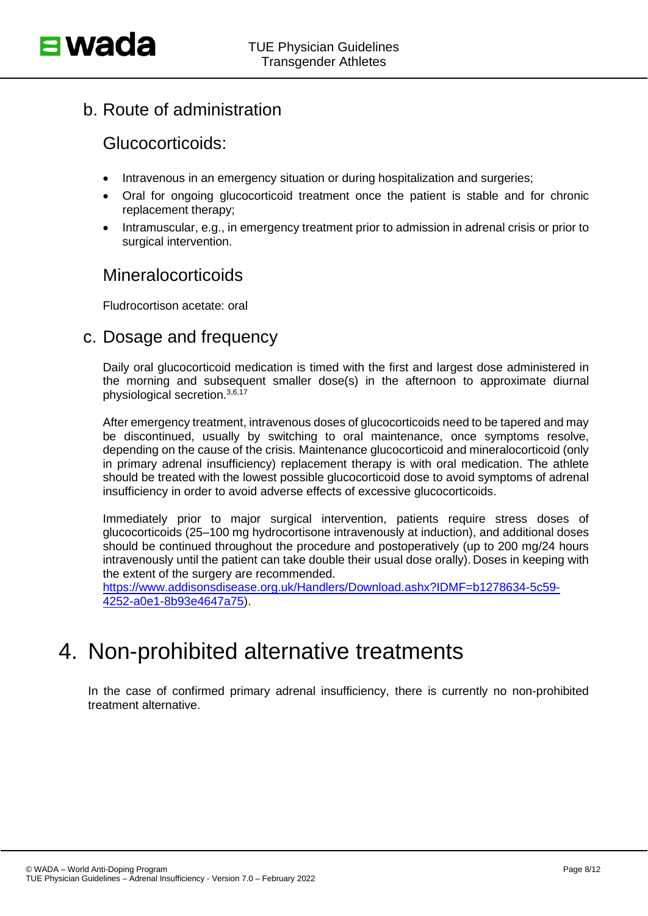## b. Route of administration

### Glucocorticoids:

- Intravenous in an emergency situation or during hospitalization and surgeries;
- Oral for ongoing glucocorticoid treatment once the patient is stable and for chronic replacement therapy;
- Intramuscular, e.g., in emergency treatment prior to admission in adrenal crisis or prior to surgical intervention.

### Mineralocorticoids

Fludrocortison acetate: oral

## c. Dosage and frequency

Daily oral glucocorticoid medication is timed with the first and largest dose administered in the morning and subsequent smaller dose(s) in the afternoon to approximate diurnal physiological secretion.[3,6,17]

After emergency treatment, intravenous doses of glucocorticoids need to be tapered and may be discontinued, usually by switching to oral maintenance, once symptoms resolve, depending on the cause of the crisis. Maintenance glucocorticoid and mineralocorticoid (only in primary adrenal insufficiency) replacement therapy is with oral medication. The athlete should be treated with the lowest possible glucocorticoid dose to avoid symptoms of adrenal insufficiency in order to avoid adverse effects of excessive glucocorticoids.

Immediately prior to major surgical intervention, patients require stress doses of glucocorticoids (25–100 mg hydrocortisone intravenously at induction), and additional doses should be continued throughout the procedure and postoperatively (up to 200 mg/24 hours intravenously until the patient can take double their usual dose orally). Doses in keeping with the extent of the surgery are recommended.
https://www.addisonsdisease.org.uk/Handlers/Download.ashx?IDMF=b1278634-5c59-4252-a0e1-8b93e4647a75).

# 4. Non-prohibited alternative treatments

In the case of confirmed primary adrenal insufficiency, there is currently no non-prohibited treatment alternative.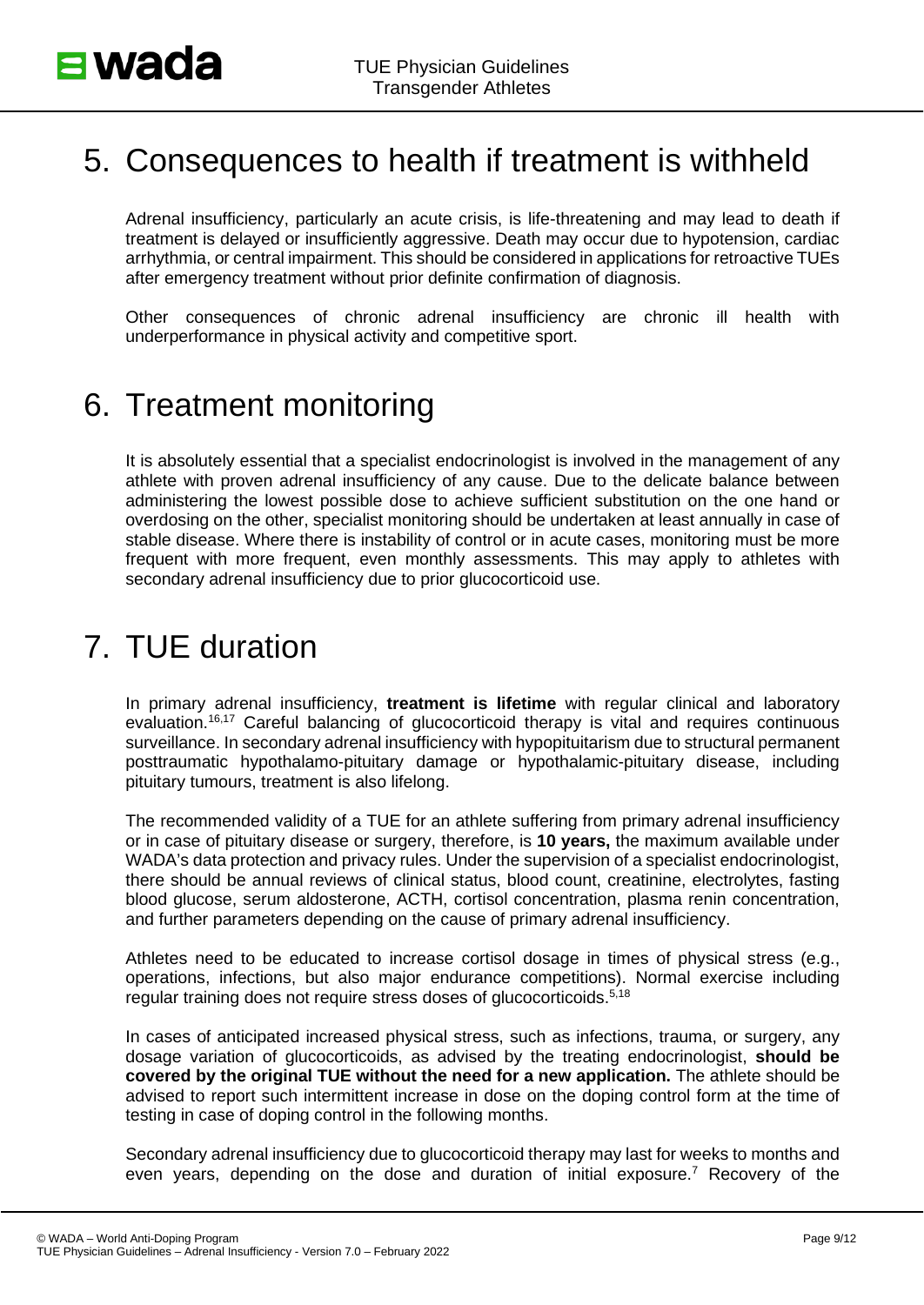# 5. Consequences to health if treatment is withheld

Adrenal insufficiency, particularly an acute crisis, is life-threatening and may lead to death if treatment is delayed or insufficiently aggressive. Death may occur due to hypotension, cardiac arrhythmia, or central impairment. This should be considered in applications for retroactive TUEs after emergency treatment without prior definite confirmation of diagnosis.

Other consequences of chronic adrenal insufficiency are chronic ill health with underperformance in physical activity and competitive sport.

# 6. Treatment monitoring

It is absolutely essential that a specialist endocrinologist is involved in the management of any athlete with proven adrenal insufficiency of any cause. Due to the delicate balance between administering the lowest possible dose to achieve sufficient substitution on the one hand or overdosing on the other, specialist monitoring should be undertaken at least annually in case of stable disease. Where there is instability of control or in acute cases, monitoring must be more frequent with more frequent, even monthly assessments. This may apply to athletes with secondary adrenal insufficiency due to prior glucocorticoid use.

# 7. TUE duration

In primary adrenal insufficiency, **treatment is lifetime** with regular clinical and laboratory evaluation.[16,17] Careful balancing of glucocorticoid therapy is vital and requires continuous surveillance. In secondary adrenal insufficiency with hypopituitarism due to structural permanent posttraumatic hypothalamo-pituitary damage or hypothalamic-pituitary disease, including pituitary tumours, treatment is also lifelong.

The recommended validity of a TUE for an athlete suffering from primary adrenal insufficiency or in case of pituitary disease or surgery, therefore, is **10 years,** the maximum available under WADA's data protection and privacy rules. Under the supervision of a specialist endocrinologist, there should be annual reviews of clinical status, blood count, creatinine, electrolytes, fasting blood glucose, serum aldosterone, ACTH, cortisol concentration, plasma renin concentration, and further parameters depending on the cause of primary adrenal insufficiency.

Athletes need to be educated to increase cortisol dosage in times of physical stress (e.g., operations, infections, but also major endurance competitions). Normal exercise including regular training does not require stress doses of glucocorticoids.[5,18]

In cases of anticipated increased physical stress, such as infections, trauma, or surgery, any dosage variation of glucocorticoids, as advised by the treating endocrinologist, **should be covered by the original TUE without the need for a new application.** The athlete should be advised to report such intermittent increase in dose on the doping control form at the time of testing in case of doping control in the following months.

Secondary adrenal insufficiency due to glucocorticoid therapy may last for weeks to months and even years, depending on the dose and duration of initial exposure.[7] Recovery of the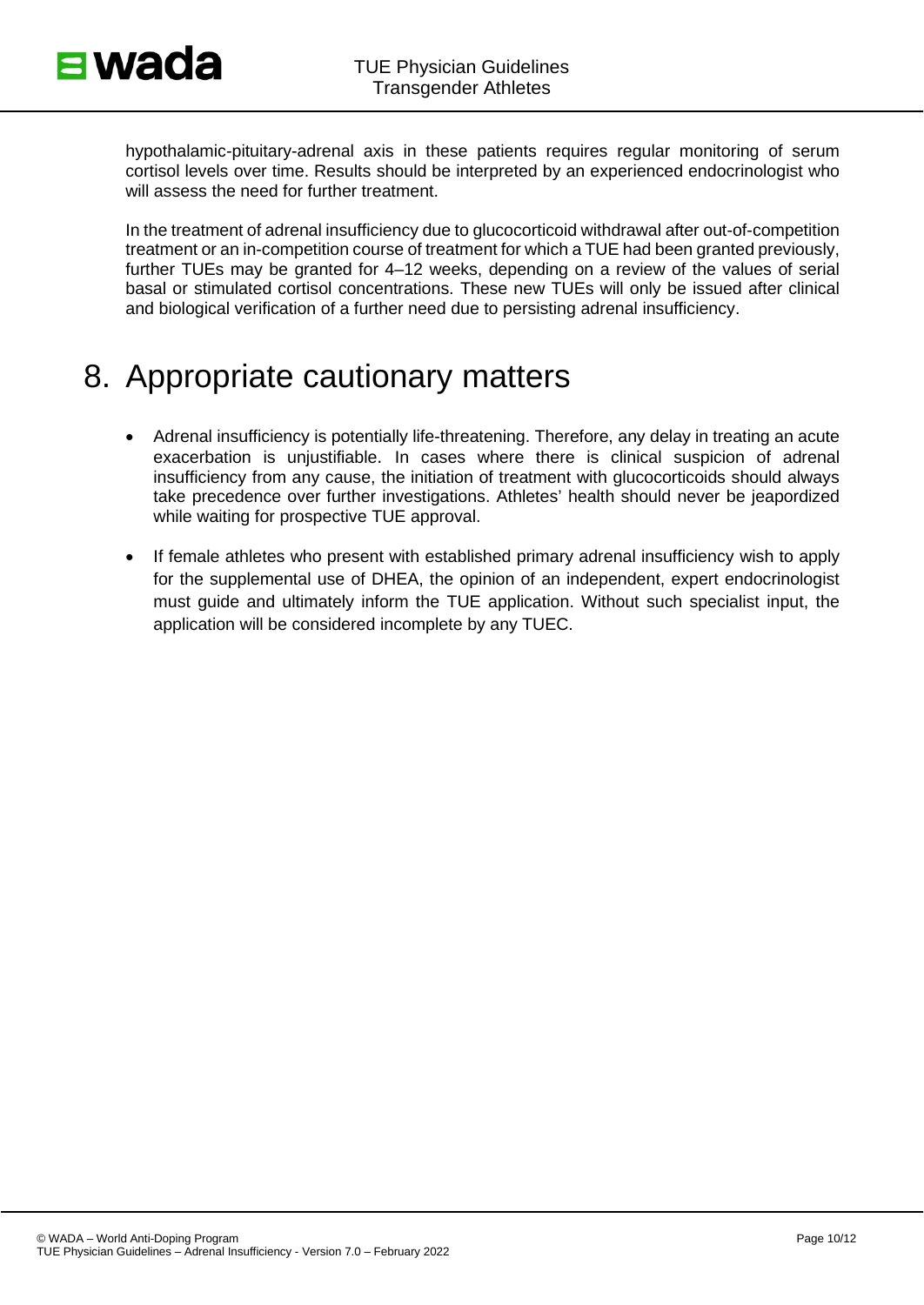hypothalamic-pituitary-adrenal axis in these patients requires regular monitoring of serum cortisol levels over time. Results should be interpreted by an experienced endocrinologist who will assess the need for further treatment.

In the treatment of adrenal insufficiency due to glucocorticoid withdrawal after out-of-competition treatment or an in-competition course of treatment for which a TUE had been granted previously, further TUEs may be granted for 4–12 weeks, depending on a review of the values of serial basal or stimulated cortisol concentrations. These new TUEs will only be issued after clinical and biological verification of a further need due to persisting adrenal insufficiency.

# 8. Appropriate cautionary matters

- Adrenal insufficiency is potentially life-threatening. Therefore, any delay in treating an acute exacerbation is unjustifiable. In cases where there is clinical suspicion of adrenal insufficiency from any cause, the initiation of treatment with glucocorticoids should always take precedence over further investigations. Athletes' health should never be jeapordized while waiting for prospective TUE approval.
- If female athletes who present with established primary adrenal insufficiency wish to apply for the supplemental use of DHEA, the opinion of an independent, expert endocrinologist must guide and ultimately inform the TUE application. Without such specialist input, the application will be considered incomplete by any TUEC.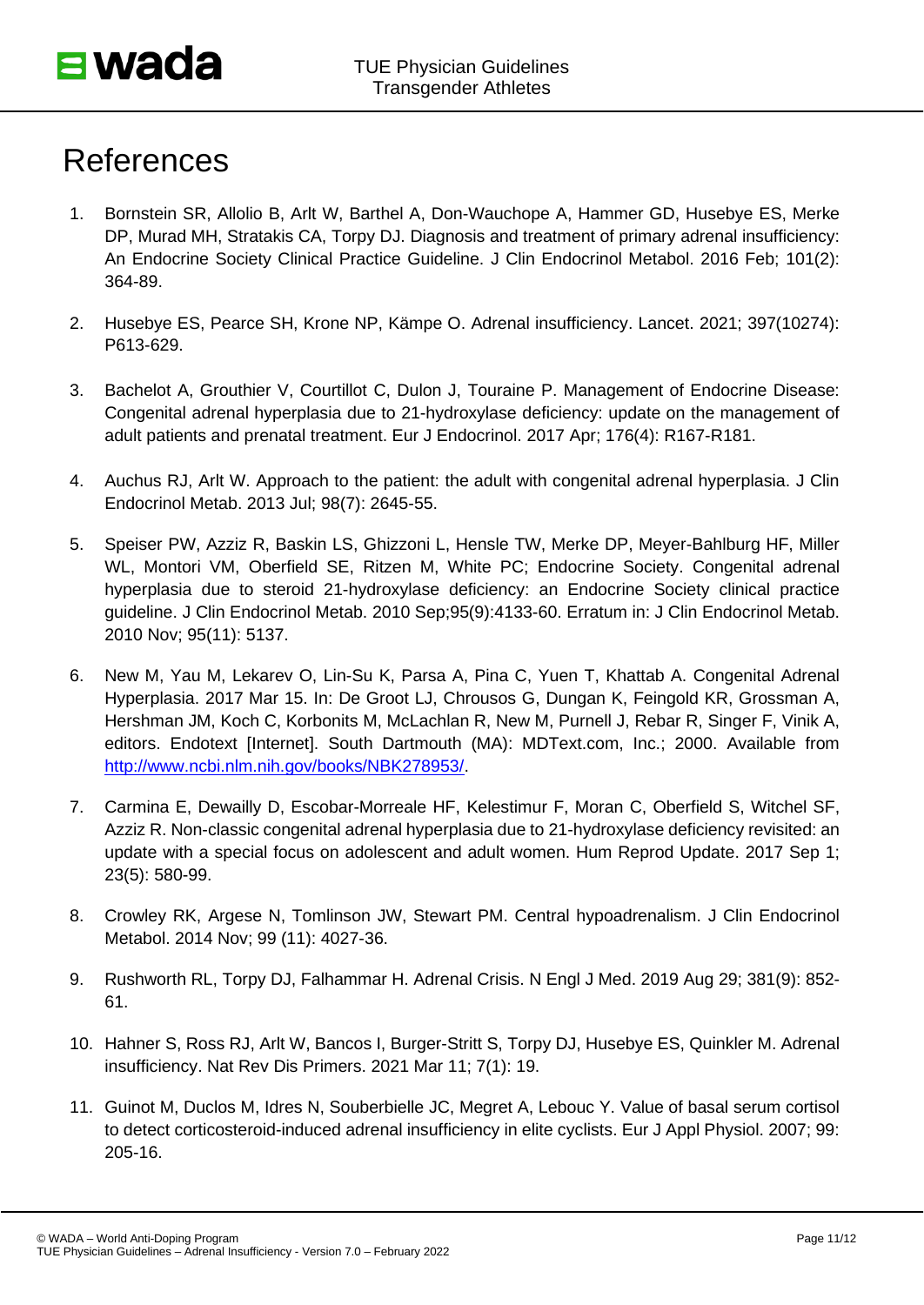# References

1. Bornstein SR, Allolio B, Arlt W, Barthel A, Don-Wauchope A, Hammer GD, Husebye ES, Merke DP, Murad MH, Stratakis CA, Torpy DJ. Diagnosis and treatment of primary adrenal insufficiency: An Endocrine Society Clinical Practice Guideline. J Clin Endocrinol Metabol. 2016 Feb; 101(2): 364-89.

2. Husebye ES, Pearce SH, Krone NP, Kämpe O. Adrenal insufficiency. Lancet. 2021; 397(10274): P613-629.

3. Bachelot A, Grouthier V, Courtillot C, Dulon J, Touraine P. Management of Endocrine Disease: Congenital adrenal hyperplasia due to 21-hydroxylase deficiency: update on the management of adult patients and prenatal treatment. Eur J Endocrinol. 2017 Apr; 176(4): R167-R181.

4. Auchus RJ, Arlt W. Approach to the patient: the adult with congenital adrenal hyperplasia. J Clin Endocrinol Metab. 2013 Jul; 98(7): 2645-55.

5. Speiser PW, Azziz R, Baskin LS, Ghizzoni L, Hensle TW, Merke DP, Meyer-Bahlburg HF, Miller WL, Montori VM, Oberfield SE, Ritzen M, White PC; Endocrine Society. Congenital adrenal hyperplasia due to steroid 21-hydroxylase deficiency: an Endocrine Society clinical practice guideline. J Clin Endocrinol Metab. 2010 Sep;95(9):4133-60. Erratum in: J Clin Endocrinol Metab. 2010 Nov; 95(11): 5137.

6. New M, Yau M, Lekarev O, Lin-Su K, Parsa A, Pina C, Yuen T, Khattab A. Congenital Adrenal Hyperplasia. 2017 Mar 15. In: De Groot LJ, Chrousos G, Dungan K, Feingold KR, Grossman A, Hershman JM, Koch C, Korbonits M, McLachlan R, New M, Purnell J, Rebar R, Singer F, Vinik A, editors. Endotext [Internet]. South Dartmouth (MA): MDText.com, Inc.; 2000. Available from http://www.ncbi.nlm.nih.gov/books/NBK278953/.

7. Carmina E, Dewailly D, Escobar-Morreale HF, Kelestimur F, Moran C, Oberfield S, Witchel SF, Azziz R. Non-classic congenital adrenal hyperplasia due to 21-hydroxylase deficiency revisited: an update with a special focus on adolescent and adult women. Hum Reprod Update. 2017 Sep 1; 23(5): 580-99.

8. Crowley RK, Argese N, Tomlinson JW, Stewart PM. Central hypoadrenalism. J Clin Endocrinol Metabol. 2014 Nov; 99 (11): 4027-36.

9. Rushworth RL, Torpy DJ, Falhammar H. Adrenal Crisis. N Engl J Med. 2019 Aug 29; 381(9): 852-61.

10. Hahner S, Ross RJ, Arlt W, Bancos I, Burger-Stritt S, Torpy DJ, Husebye ES, Quinkler M. Adrenal insufficiency. Nat Rev Dis Primers. 2021 Mar 11; 7(1): 19.

11. Guinot M, Duclos M, Idres N, Souberbielle JC, Megret A, Lebouc Y. Value of basal serum cortisol to detect corticosteroid-induced adrenal insufficiency in elite cyclists. Eur J Appl Physiol. 2007; 99: 205-16.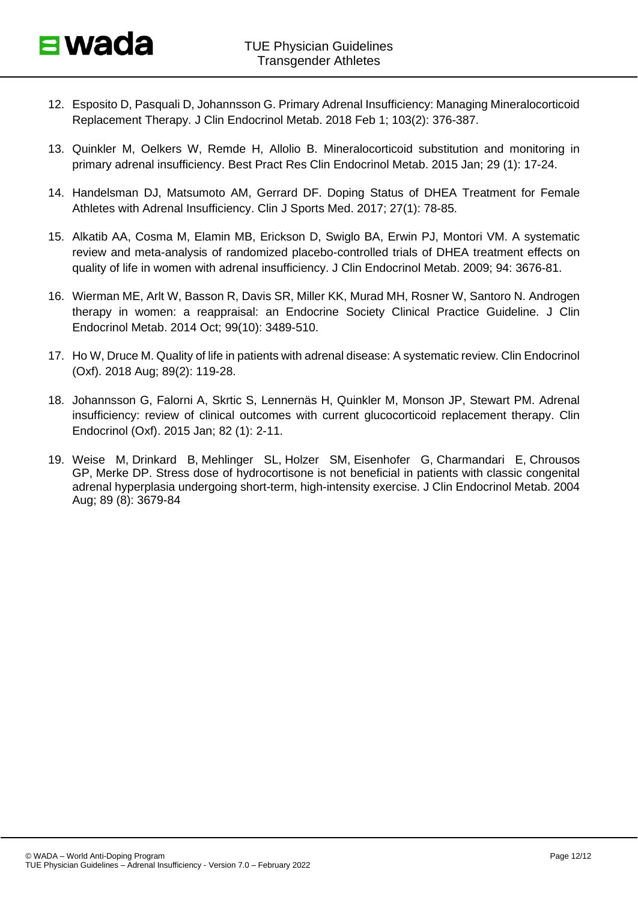12. Esposito D, Pasquali D, Johannsson G. Primary Adrenal Insufficiency: Managing Mineralocorticoid Replacement Therapy. J Clin Endocrinol Metab. 2018 Feb 1; 103(2): 376-387.

13. Quinkler M, Oelkers W, Remde H, Allolio B. Mineralocorticoid substitution and monitoring in primary adrenal insufficiency. Best Pract Res Clin Endocrinol Metab. 2015 Jan; 29 (1): 17-24.

14. Handelsman DJ, Matsumoto AM, Gerrard DF. Doping Status of DHEA Treatment for Female Athletes with Adrenal Insufficiency. Clin J Sports Med. 2017; 27(1): 78-85.

15. Alkatib AA, Cosma M, Elamin MB, Erickson D, Swiglo BA, Erwin PJ, Montori VM. A systematic review and meta-analysis of randomized placebo-controlled trials of DHEA treatment effects on quality of life in women with adrenal insufficiency. J Clin Endocrinol Metab. 2009; 94: 3676-81.

16. Wierman ME, Arlt W, Basson R, Davis SR, Miller KK, Murad MH, Rosner W, Santoro N. Androgen therapy in women: a reappraisal: an Endocrine Society Clinical Practice Guideline. J Clin Endocrinol Metab. 2014 Oct; 99(10): 3489-510.

17. Ho W, Druce M. Quality of life in patients with adrenal disease: A systematic review. Clin Endocrinol (Oxf). 2018 Aug; 89(2): 119-28.

18. Johannsson G, Falorni A, Skrtic S, Lennernäs H, Quinkler M, Monson JP, Stewart PM. Adrenal insufficiency: review of clinical outcomes with current glucocorticoid replacement therapy. Clin Endocrinol (Oxf). 2015 Jan; 82 (1): 2-11.

19. Weise M, Drinkard B, Mehlinger SL, Holzer SM, Eisenhofer G, Charmandari E, Chrousos GP, Merke DP. Stress dose of hydrocortisone is not beneficial in patients with classic congenital adrenal hyperplasia undergoing short-term, high-intensity exercise. J Clin Endocrinol Metab. 2004 Aug; 89 (8): 3679-84